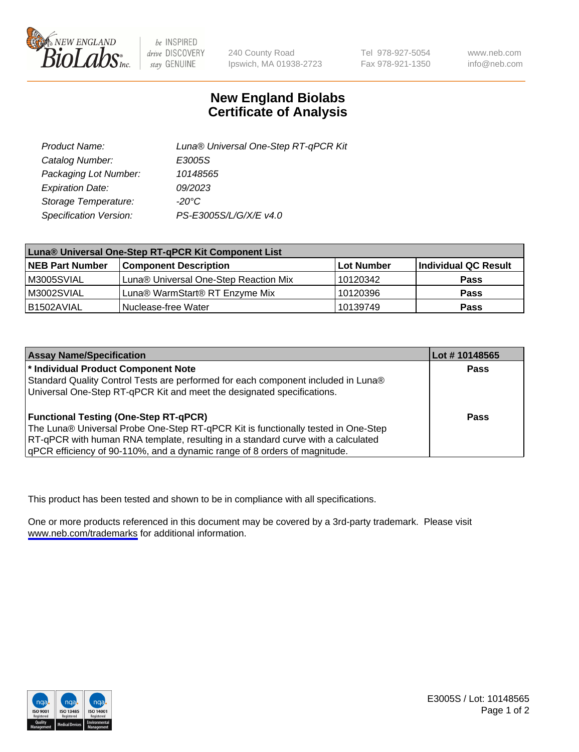# New England Biolabs Certificate of Analysis

| | |
|---|---|
| *Product Name:* | *Luna® Universal One-Step RT-qPCR Kit* |
| *Catalog Number:* | *E3005S* |
| *Packaging Lot Number:* | *10148565* |
| *Expiration Date:* | *09/2023* |
| *Storage Temperature:* | *-20°C* |
| *Specification Version:* | *PS-E3005S/L/G/X/E v4.0* |

| **Luna® Universal One-Step RT-qPCR Kit Component List** | | | |
|---|---|---|---|
| **NEB Part Number** | **Component Description** | **Lot Number** | **Individual QC Result** |
| M3005SVIAL | Luna® Universal One-Step Reaction Mix | 10120342 | **Pass** |
| M3002SVIAL | Luna® WarmStart® RT Enzyme Mix | 10120396 | **Pass** |
| B1502AVIAL | Nuclease-free Water | 10139749 | **Pass** |

| **Assay Name/Specification** | **Lot # 10148565** |
|---|---|
| **\* Individual Product Component Note**<br>Standard Quality Control Tests are performed for each component included in Luna® Universal One-Step RT-qPCR Kit and meet the designated specifications. | **Pass** |
| **Functional Testing (One-Step RT-qPCR)**<br>The Luna® Universal Probe One-Step RT-qPCR Kit is functionally tested in One-Step RT-qPCR with human RNA template, resulting in a standard curve with a calculated qPCR efficiency of 90-110%, and a dynamic range of 8 orders of magnitude. | **Pass** |

This product has been tested and shown to be in compliance with all specifications.

One or more products referenced in this document may be covered by a 3rd-party trademark. Please visit www.neb.com/trademarks for additional information.

E3005S / Lot: 10148565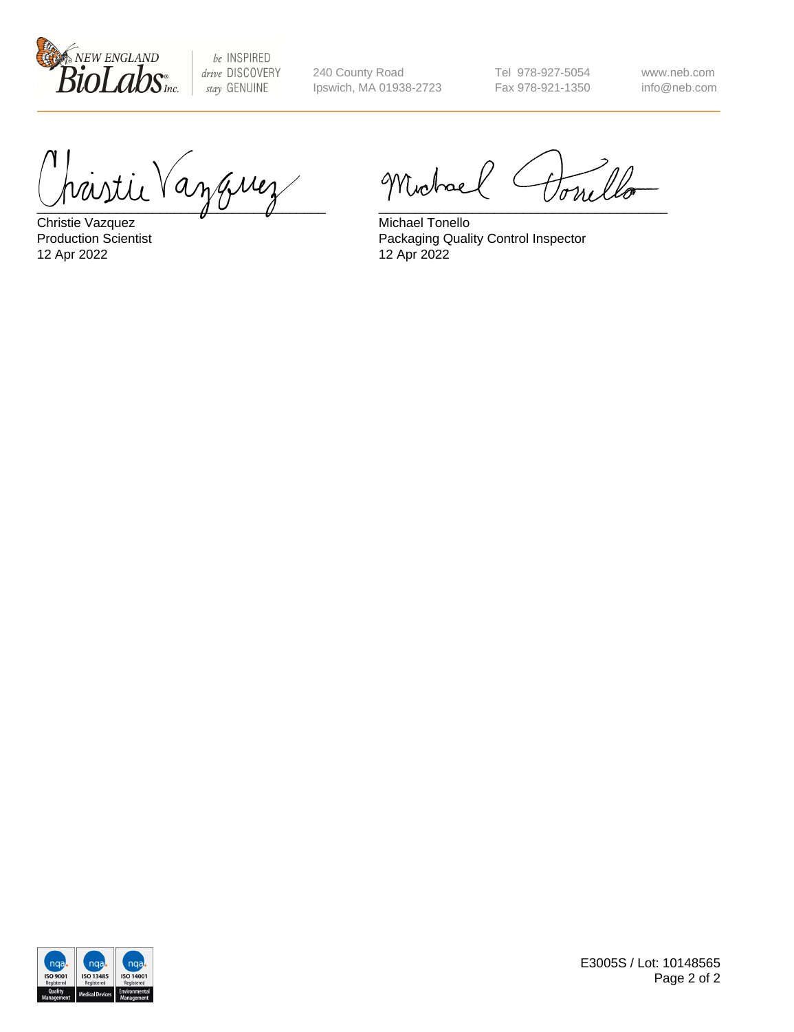Christie Vazquez
Production Scientist
12 Apr 2022

Michael Tonello
Packaging Quality Control Inspector
12 Apr 2022

E3005S / Lot: 10148565